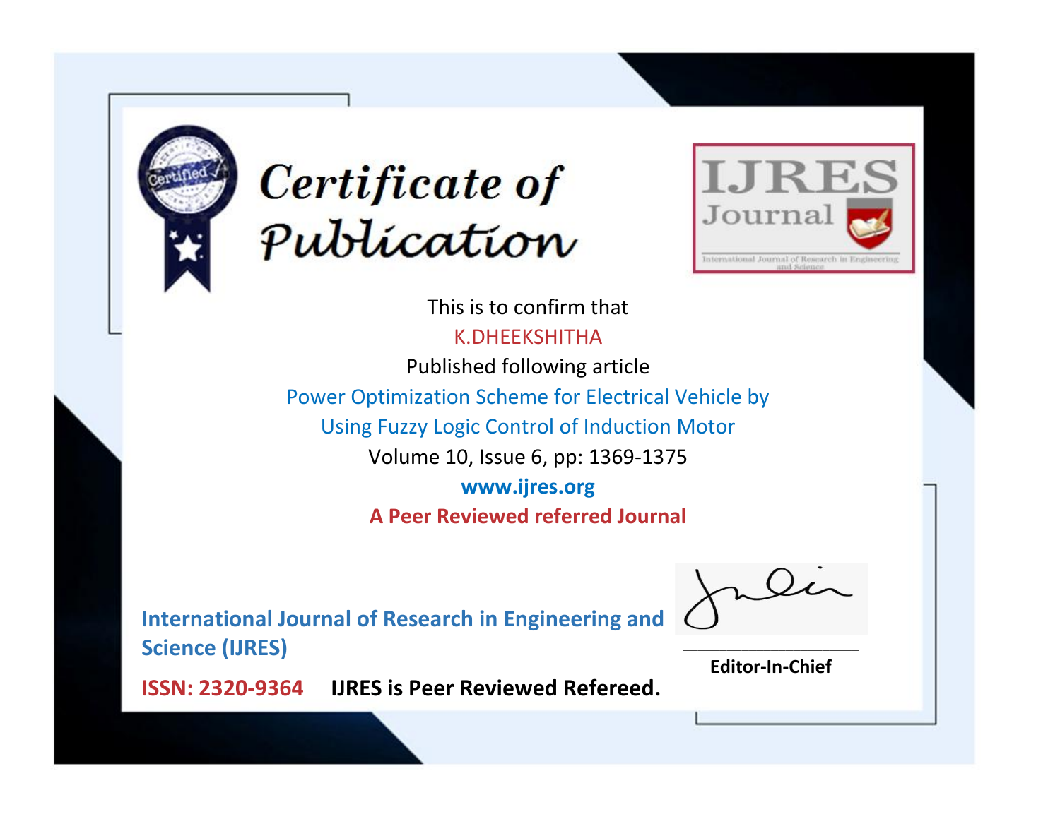# Certificate of Publication

IJRES Journal

International Journal of Research in Engineering and Science

This is to confirm that

K.DHEEKSHITHA

Published following article

Power Optimization Scheme for Electrical Vehicle by Using Fuzzy Logic Control of Induction Motor

Volume 10, Issue 6, pp: 1369-1375

**www.ijres.org**

**A Peer Reviewed referred Journal**

**International Journal of Research in Engineering and Science (IJRES)**

**ISSN: 2320-9364** **IJRES is Peer Reviewed Refereed.**

**Editor-In-Chief**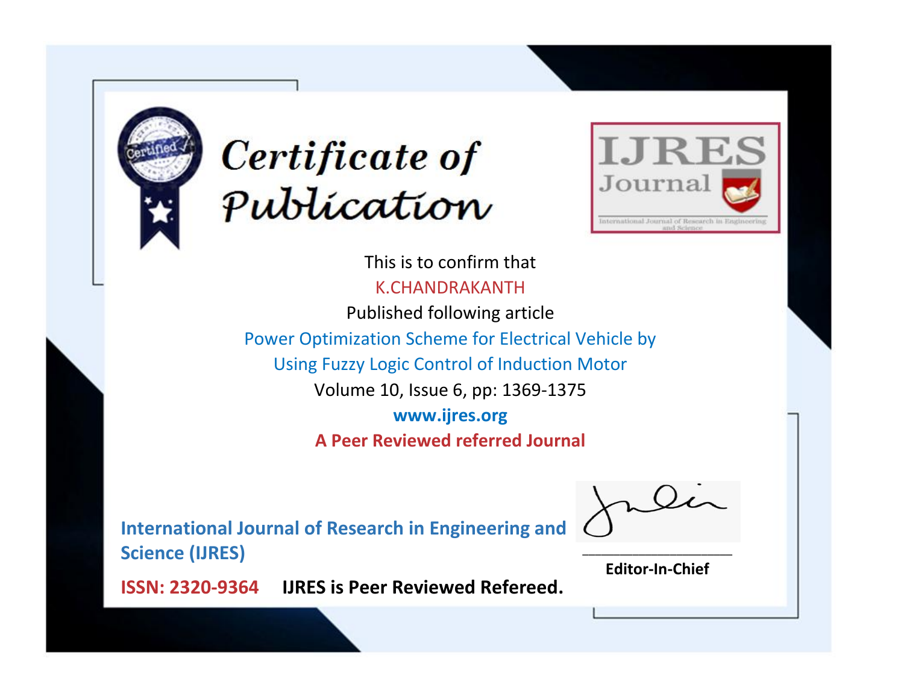# Certificate of Publication

**IJRES Journal**

International Journal of Research in Engineering and Science

This is to confirm that

K.CHANDRAKANTH

Published following article

Power Optimization Scheme for Electrical Vehicle by Using Fuzzy Logic Control of Induction Motor

Volume 10, Issue 6, pp: 1369-1375

**www.ijres.org**

**A Peer Reviewed referred Journal**

**International Journal of Research in Engineering and Science (IJRES)**

**ISSN: 2320-9364** **IJRES is Peer Reviewed Refereed.**

**Editor-In-Chief**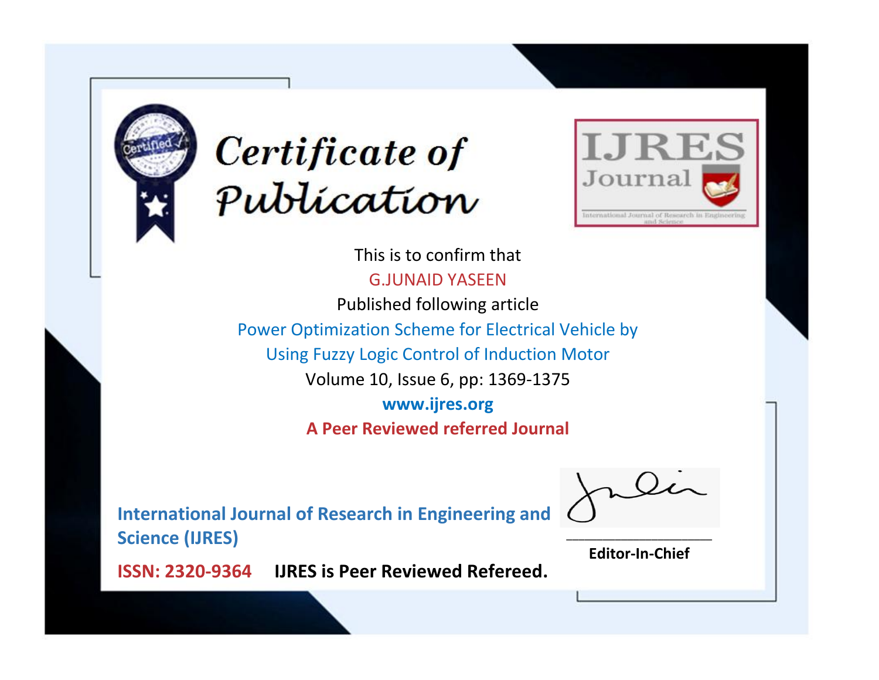# Certificate of Publication

**IJRES Journal**

International Journal of Research in Engineering and Science

This is to confirm that

G.JUNAID YASEEN

Published following article

Power Optimization Scheme for Electrical Vehicle by Using Fuzzy Logic Control of Induction Motor

Volume 10, Issue 6, pp: 1369-1375

**www.ijres.org**

**A Peer Reviewed referred Journal**

**International Journal of Research in Engineering and Science (IJRES)**

**ISSN: 2320-9364** **IJRES is Peer Reviewed Refereed.**

**Editor-In-Chief**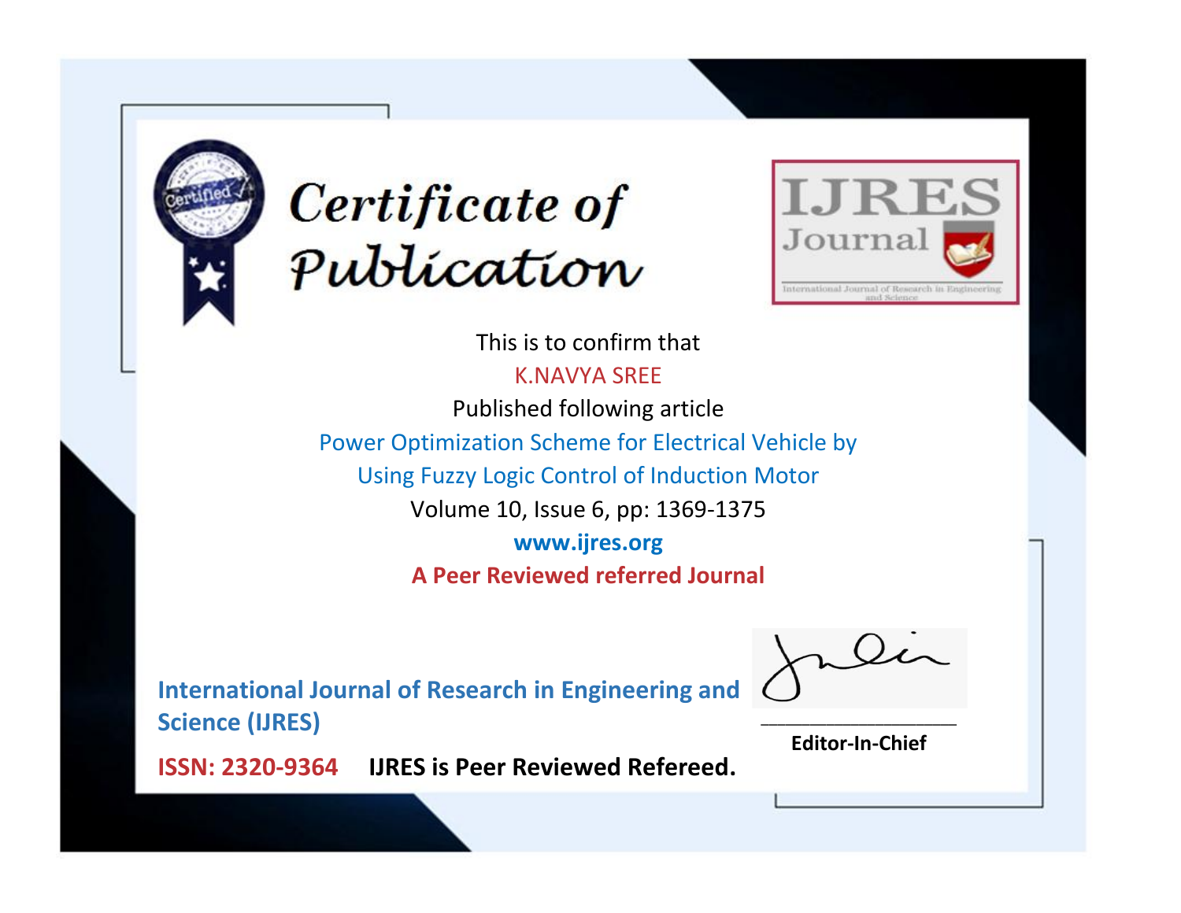# Certificate of Publication

IJRES Journal

International Journal of Research in Engineering and Science

This is to confirm that

K.NAVYA SREE

Published following article

Power Optimization Scheme for Electrical Vehicle by Using Fuzzy Logic Control of Induction Motor

Volume 10, Issue 6, pp: 1369-1375

**www.ijres.org**

**A Peer Reviewed referred Journal**

**International Journal of Research in Engineering and Science (IJRES)**

**ISSN: 2320-9364** **IJRES is Peer Reviewed Refereed.**

**Editor-In-Chief**